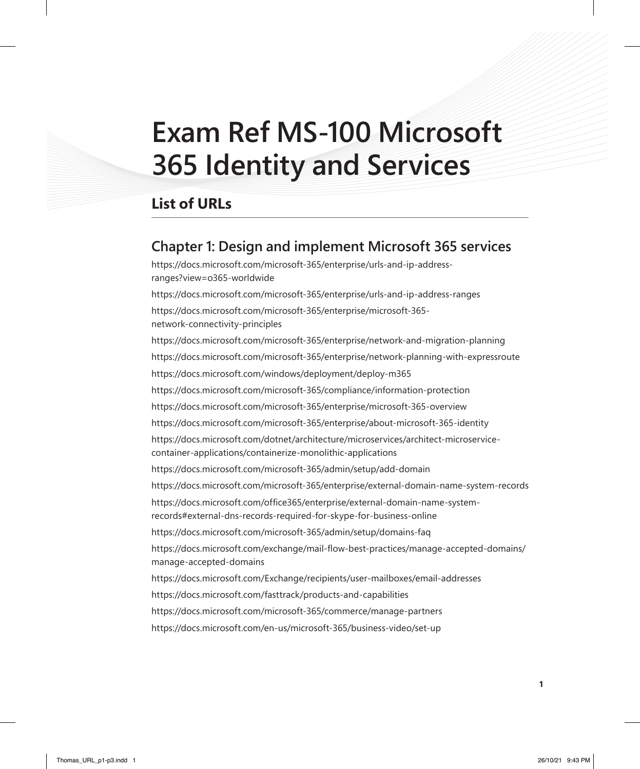# Exam Ref MS-100 Microsoft 365 Identity and Services

## List of URLs

### Chapter 1: Design and implement Microsoft 365 services

https://docs.microsoft.com/microsoft-365/enterprise/urls-and-ip-address-ranges?view=o365-worldwide

https://docs.microsoft.com/microsoft-365/enterprise/urls-and-ip-address-ranges

https://docs.microsoft.com/microsoft-365/enterprise/microsoft-365-network-connectivity-principles

https://docs.microsoft.com/microsoft-365/enterprise/network-and-migration-planning

https://docs.microsoft.com/microsoft-365/enterprise/network-planning-with-expressroute

https://docs.microsoft.com/windows/deployment/deploy-m365

https://docs.microsoft.com/microsoft-365/compliance/information-protection

https://docs.microsoft.com/microsoft-365/enterprise/microsoft-365-overview

https://docs.microsoft.com/microsoft-365/enterprise/about-microsoft-365-identity

https://docs.microsoft.com/dotnet/architecture/microservices/architect-microservice-container-applications/containerize-monolithic-applications

https://docs.microsoft.com/microsoft-365/admin/setup/add-domain

https://docs.microsoft.com/microsoft-365/enterprise/external-domain-name-system-records

https://docs.microsoft.com/office365/enterprise/external-domain-name-system-records#external-dns-records-required-for-skype-for-business-online

https://docs.microsoft.com/microsoft-365/admin/setup/domains-faq

https://docs.microsoft.com/exchange/mail-flow-best-practices/manage-accepted-domains/manage-accepted-domains

https://docs.microsoft.com/Exchange/recipients/user-mailboxes/email-addresses

https://docs.microsoft.com/fasttrack/products-and-capabilities

https://docs.microsoft.com/microsoft-365/commerce/manage-partners

https://docs.microsoft.com/en-us/microsoft-365/business-video/set-up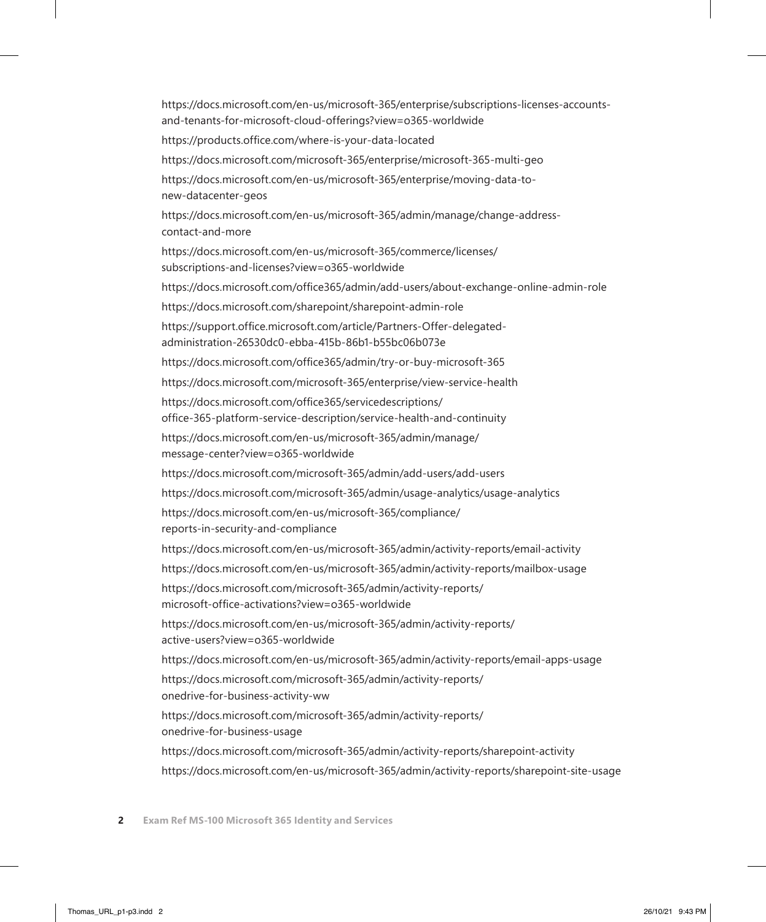https://docs.microsoft.com/en-us/microsoft-365/enterprise/subscriptions-licenses-accounts-and-tenants-for-microsoft-cloud-offerings?view=o365-worldwide

https://products.office.com/where-is-your-data-located

https://docs.microsoft.com/microsoft-365/enterprise/microsoft-365-multi-geo

https://docs.microsoft.com/en-us/microsoft-365/enterprise/moving-data-to-new-datacenter-geos

https://docs.microsoft.com/en-us/microsoft-365/admin/manage/change-address-contact-and-more

https://docs.microsoft.com/en-us/microsoft-365/commerce/licenses/subscriptions-and-licenses?view=o365-worldwide

https://docs.microsoft.com/office365/admin/add-users/about-exchange-online-admin-role

https://docs.microsoft.com/sharepoint/sharepoint-admin-role

https://support.office.microsoft.com/article/Partners-Offer-delegated-administration-26530dc0-ebba-415b-86b1-b55bc06b073e

https://docs.microsoft.com/office365/admin/try-or-buy-microsoft-365

https://docs.microsoft.com/microsoft-365/enterprise/view-service-health

https://docs.microsoft.com/office365/servicedescriptions/office-365-platform-service-description/service-health-and-continuity

https://docs.microsoft.com/en-us/microsoft-365/admin/manage/message-center?view=o365-worldwide

https://docs.microsoft.com/microsoft-365/admin/add-users/add-users

https://docs.microsoft.com/microsoft-365/admin/usage-analytics/usage-analytics

https://docs.microsoft.com/en-us/microsoft-365/compliance/reports-in-security-and-compliance

https://docs.microsoft.com/en-us/microsoft-365/admin/activity-reports/email-activity

https://docs.microsoft.com/en-us/microsoft-365/admin/activity-reports/mailbox-usage

https://docs.microsoft.com/microsoft-365/admin/activity-reports/microsoft-office-activations?view=o365-worldwide

https://docs.microsoft.com/en-us/microsoft-365/admin/activity-reports/active-users?view=o365-worldwide

https://docs.microsoft.com/en-us/microsoft-365/admin/activity-reports/email-apps-usage

https://docs.microsoft.com/microsoft-365/admin/activity-reports/onedrive-for-business-activity-ww

https://docs.microsoft.com/microsoft-365/admin/activity-reports/onedrive-for-business-usage

https://docs.microsoft.com/microsoft-365/admin/activity-reports/sharepoint-activity

https://docs.microsoft.com/en-us/microsoft-365/admin/activity-reports/sharepoint-site-usage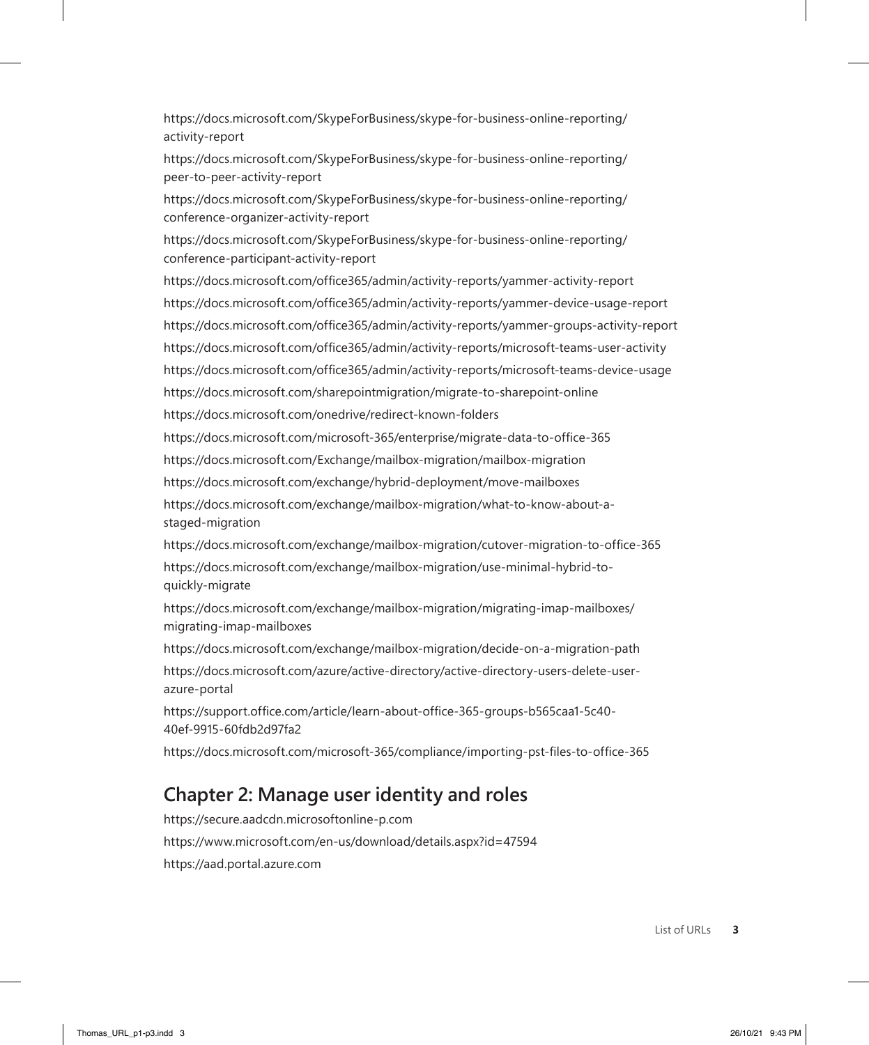https://docs.microsoft.com/SkypeForBusiness/skype-for-business-online-reporting/activity-report

https://docs.microsoft.com/SkypeForBusiness/skype-for-business-online-reporting/peer-to-peer-activity-report

https://docs.microsoft.com/SkypeForBusiness/skype-for-business-online-reporting/conference-organizer-activity-report

https://docs.microsoft.com/SkypeForBusiness/skype-for-business-online-reporting/conference-participant-activity-report

https://docs.microsoft.com/office365/admin/activity-reports/yammer-activity-report

https://docs.microsoft.com/office365/admin/activity-reports/yammer-device-usage-report

https://docs.microsoft.com/office365/admin/activity-reports/yammer-groups-activity-report

https://docs.microsoft.com/office365/admin/activity-reports/microsoft-teams-user-activity

https://docs.microsoft.com/office365/admin/activity-reports/microsoft-teams-device-usage

https://docs.microsoft.com/sharepointmigration/migrate-to-sharepoint-online

https://docs.microsoft.com/onedrive/redirect-known-folders

https://docs.microsoft.com/microsoft-365/enterprise/migrate-data-to-office-365

https://docs.microsoft.com/Exchange/mailbox-migration/mailbox-migration

https://docs.microsoft.com/exchange/hybrid-deployment/move-mailboxes

https://docs.microsoft.com/exchange/mailbox-migration/what-to-know-about-a-staged-migration

https://docs.microsoft.com/exchange/mailbox-migration/cutover-migration-to-office-365

https://docs.microsoft.com/exchange/mailbox-migration/use-minimal-hybrid-to-quickly-migrate

https://docs.microsoft.com/exchange/mailbox-migration/migrating-imap-mailboxes/migrating-imap-mailboxes

https://docs.microsoft.com/exchange/mailbox-migration/decide-on-a-migration-path

https://docs.microsoft.com/azure/active-directory/active-directory-users-delete-user-azure-portal

https://support.office.com/article/learn-about-office-365-groups-b565caa1-5c40-40ef-9915-60fdb2d97fa2

https://docs.microsoft.com/microsoft-365/compliance/importing-pst-files-to-office-365

## Chapter 2: Manage user identity and roles

https://secure.aadcdn.microsoftonline-p.com

https://www.microsoft.com/en-us/download/details.aspx?id=47594

https://aad.portal.azure.com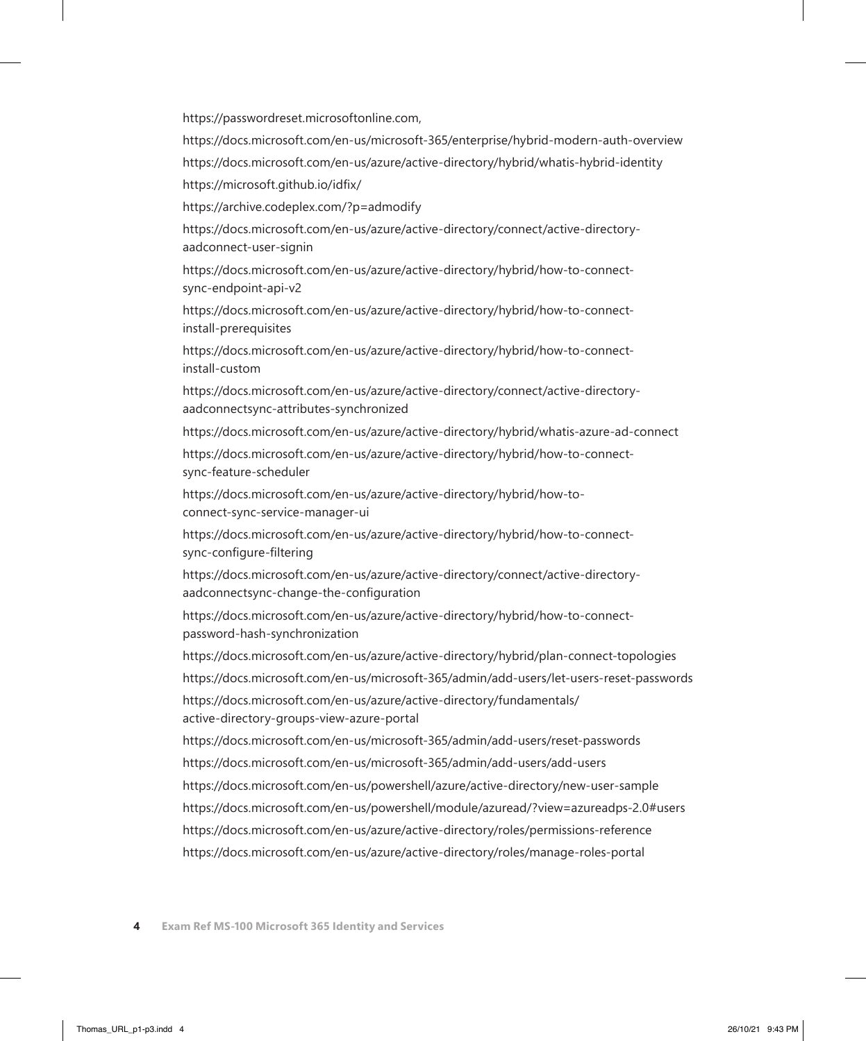https://passwordreset.microsoftonline.com,

https://docs.microsoft.com/en-us/microsoft-365/enterprise/hybrid-modern-auth-overview

https://docs.microsoft.com/en-us/azure/active-directory/hybrid/whatis-hybrid-identity

https://microsoft.github.io/idfix/

https://archive.codeplex.com/?p=admodify

https://docs.microsoft.com/en-us/azure/active-directory/connect/active-directory-aadconnect-user-signin

https://docs.microsoft.com/en-us/azure/active-directory/hybrid/how-to-connect-sync-endpoint-api-v2

https://docs.microsoft.com/en-us/azure/active-directory/hybrid/how-to-connect-install-prerequisites

https://docs.microsoft.com/en-us/azure/active-directory/hybrid/how-to-connect-install-custom

https://docs.microsoft.com/en-us/azure/active-directory/connect/active-directory-aadconnectsync-attributes-synchronized

https://docs.microsoft.com/en-us/azure/active-directory/hybrid/whatis-azure-ad-connect

https://docs.microsoft.com/en-us/azure/active-directory/hybrid/how-to-connect-sync-feature-scheduler

https://docs.microsoft.com/en-us/azure/active-directory/hybrid/how-to-connect-sync-service-manager-ui

https://docs.microsoft.com/en-us/azure/active-directory/hybrid/how-to-connect-sync-configure-filtering

https://docs.microsoft.com/en-us/azure/active-directory/connect/active-directory-aadconnectsync-change-the-configuration

https://docs.microsoft.com/en-us/azure/active-directory/hybrid/how-to-connect-password-hash-synchronization

https://docs.microsoft.com/en-us/azure/active-directory/hybrid/plan-connect-topologies

https://docs.microsoft.com/en-us/microsoft-365/admin/add-users/let-users-reset-passwords

https://docs.microsoft.com/en-us/azure/active-directory/fundamentals/active-directory-groups-view-azure-portal

https://docs.microsoft.com/en-us/microsoft-365/admin/add-users/reset-passwords

https://docs.microsoft.com/en-us/microsoft-365/admin/add-users/add-users

https://docs.microsoft.com/en-us/powershell/azure/active-directory/new-user-sample

https://docs.microsoft.com/en-us/powershell/module/azuread/?view=azureadps-2.0#users

https://docs.microsoft.com/en-us/azure/active-directory/roles/permissions-reference

https://docs.microsoft.com/en-us/azure/active-directory/roles/manage-roles-portal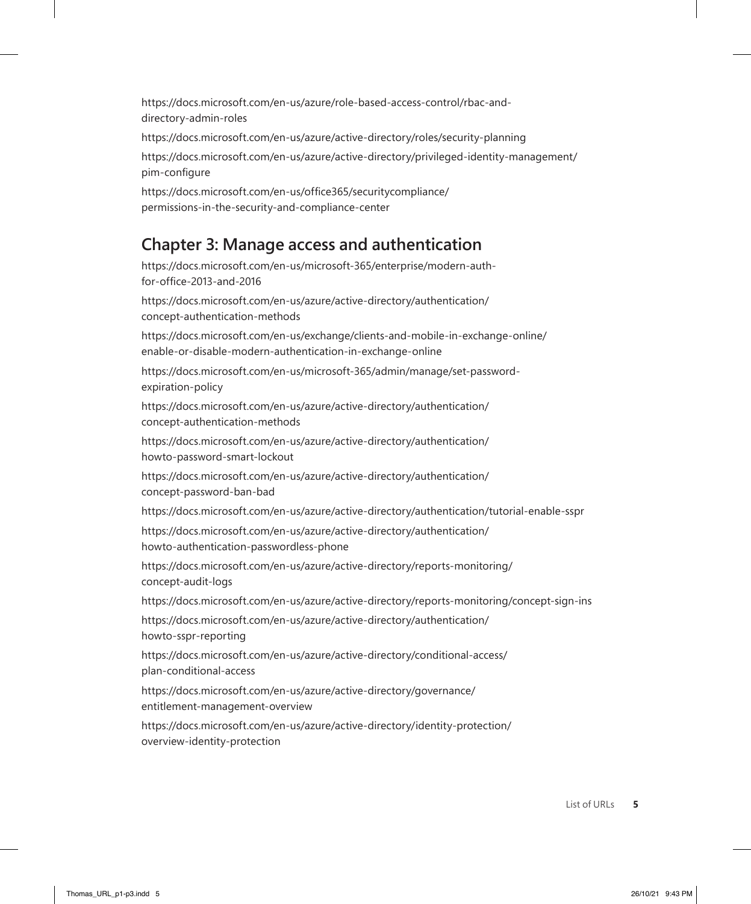https://docs.microsoft.com/en-us/azure/role-based-access-control/rbac-and-directory-admin-roles

https://docs.microsoft.com/en-us/azure/active-directory/roles/security-planning

https://docs.microsoft.com/en-us/azure/active-directory/privileged-identity-management/pim-configure

https://docs.microsoft.com/en-us/office365/securitycompliance/permissions-in-the-security-and-compliance-center

## Chapter 3: Manage access and authentication

https://docs.microsoft.com/en-us/microsoft-365/enterprise/modern-auth-for-office-2013-and-2016

https://docs.microsoft.com/en-us/azure/active-directory/authentication/concept-authentication-methods

https://docs.microsoft.com/en-us/exchange/clients-and-mobile-in-exchange-online/enable-or-disable-modern-authentication-in-exchange-online

https://docs.microsoft.com/en-us/microsoft-365/admin/manage/set-password-expiration-policy

https://docs.microsoft.com/en-us/azure/active-directory/authentication/concept-authentication-methods

https://docs.microsoft.com/en-us/azure/active-directory/authentication/howto-password-smart-lockout

https://docs.microsoft.com/en-us/azure/active-directory/authentication/concept-password-ban-bad

https://docs.microsoft.com/en-us/azure/active-directory/authentication/tutorial-enable-sspr

https://docs.microsoft.com/en-us/azure/active-directory/authentication/howto-authentication-passwordless-phone

https://docs.microsoft.com/en-us/azure/active-directory/reports-monitoring/concept-audit-logs

https://docs.microsoft.com/en-us/azure/active-directory/reports-monitoring/concept-sign-ins

https://docs.microsoft.com/en-us/azure/active-directory/authentication/howto-sspr-reporting

https://docs.microsoft.com/en-us/azure/active-directory/conditional-access/plan-conditional-access

https://docs.microsoft.com/en-us/azure/active-directory/governance/entitlement-management-overview

https://docs.microsoft.com/en-us/azure/active-directory/identity-protection/overview-identity-protection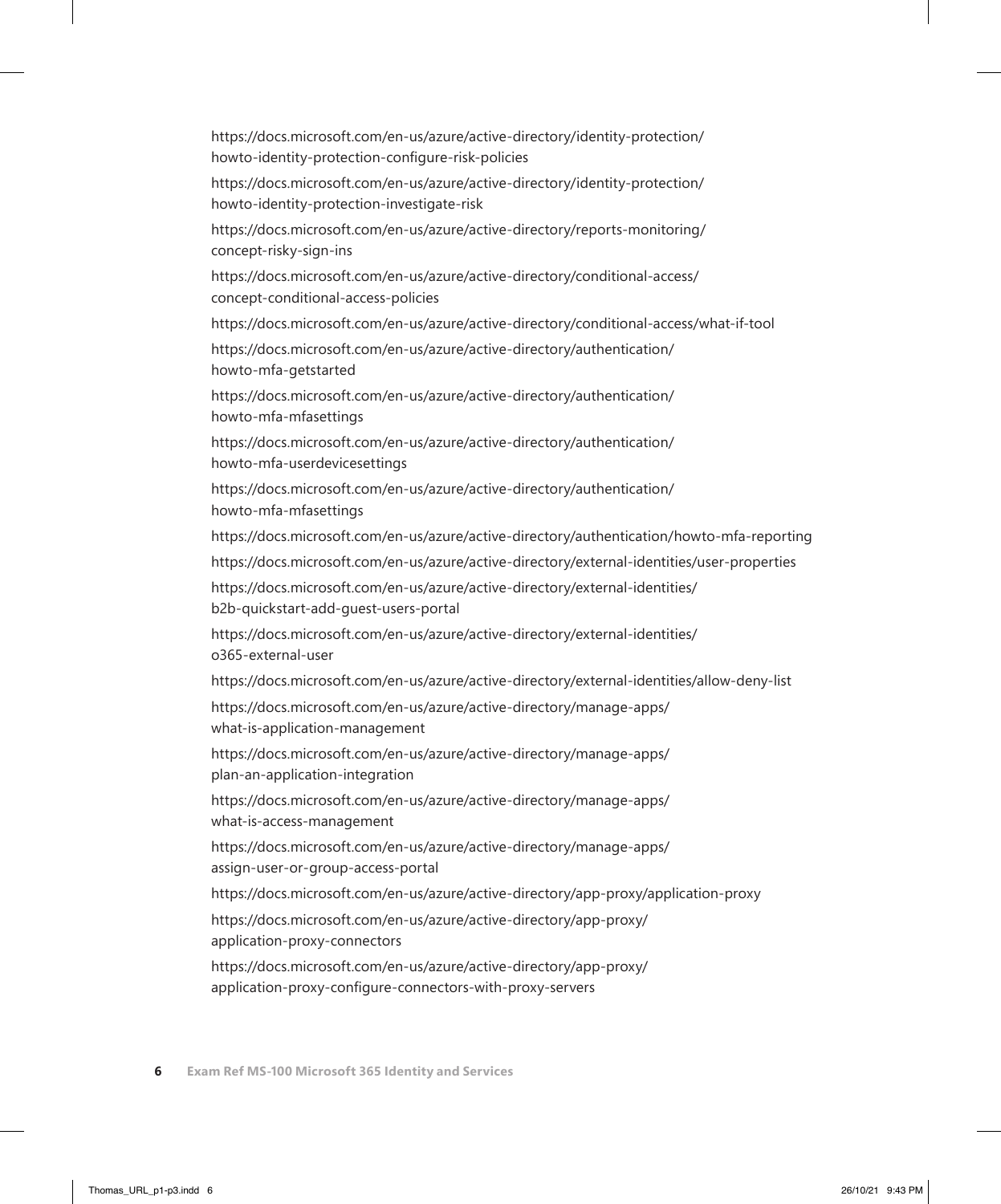https://docs.microsoft.com/en-us/azure/active-directory/identity-protection/howto-identity-protection-configure-risk-policies

https://docs.microsoft.com/en-us/azure/active-directory/identity-protection/howto-identity-protection-investigate-risk

https://docs.microsoft.com/en-us/azure/active-directory/reports-monitoring/concept-risky-sign-ins

https://docs.microsoft.com/en-us/azure/active-directory/conditional-access/concept-conditional-access-policies

https://docs.microsoft.com/en-us/azure/active-directory/conditional-access/what-if-tool

https://docs.microsoft.com/en-us/azure/active-directory/authentication/howto-mfa-getstarted

https://docs.microsoft.com/en-us/azure/active-directory/authentication/howto-mfa-mfasettings

https://docs.microsoft.com/en-us/azure/active-directory/authentication/howto-mfa-userdevicesettings

https://docs.microsoft.com/en-us/azure/active-directory/authentication/howto-mfa-mfasettings

https://docs.microsoft.com/en-us/azure/active-directory/authentication/howto-mfa-reporting

https://docs.microsoft.com/en-us/azure/active-directory/external-identities/user-properties

https://docs.microsoft.com/en-us/azure/active-directory/external-identities/b2b-quickstart-add-guest-users-portal

https://docs.microsoft.com/en-us/azure/active-directory/external-identities/o365-external-user

https://docs.microsoft.com/en-us/azure/active-directory/external-identities/allow-deny-list

https://docs.microsoft.com/en-us/azure/active-directory/manage-apps/what-is-application-management

https://docs.microsoft.com/en-us/azure/active-directory/manage-apps/plan-an-application-integration

https://docs.microsoft.com/en-us/azure/active-directory/manage-apps/what-is-access-management

https://docs.microsoft.com/en-us/azure/active-directory/manage-apps/assign-user-or-group-access-portal

https://docs.microsoft.com/en-us/azure/active-directory/app-proxy/application-proxy

https://docs.microsoft.com/en-us/azure/active-directory/app-proxy/application-proxy-connectors

https://docs.microsoft.com/en-us/azure/active-directory/app-proxy/application-proxy-configure-connectors-with-proxy-servers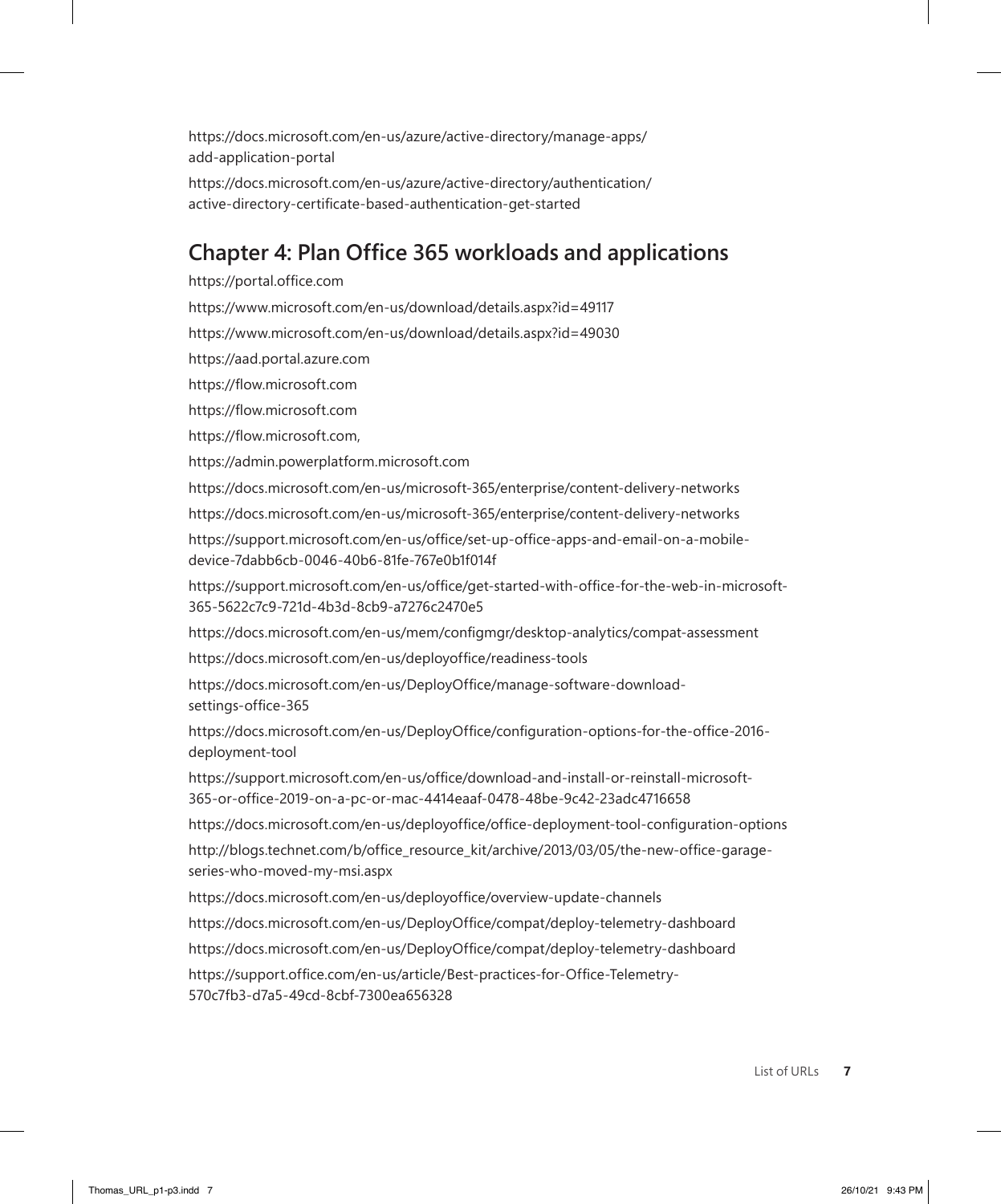https://docs.microsoft.com/en-us/azure/active-directory/manage-apps/add-application-portal

https://docs.microsoft.com/en-us/azure/active-directory/authentication/active-directory-certificate-based-authentication-get-started

## Chapter 4: Plan Office 365 workloads and applications

https://portal.office.com

https://www.microsoft.com/en-us/download/details.aspx?id=49117

https://www.microsoft.com/en-us/download/details.aspx?id=49030

https://aad.portal.azure.com

https://flow.microsoft.com

https://flow.microsoft.com

https://flow.microsoft.com,

https://admin.powerplatform.microsoft.com

https://docs.microsoft.com/en-us/microsoft-365/enterprise/content-delivery-networks

https://docs.microsoft.com/en-us/microsoft-365/enterprise/content-delivery-networks

https://support.microsoft.com/en-us/office/set-up-office-apps-and-email-on-a-mobile-device-7dabb6cb-0046-40b6-81fe-767e0b1f014f

https://support.microsoft.com/en-us/office/get-started-with-office-for-the-web-in-microsoft-365-5622c7c9-721d-4b3d-8cb9-a7276c2470e5

https://docs.microsoft.com/en-us/mem/configmgr/desktop-analytics/compat-assessment

https://docs.microsoft.com/en-us/deployoffice/readiness-tools

https://docs.microsoft.com/en-us/DeployOffice/manage-software-download-settings-office-365

https://docs.microsoft.com/en-us/DeployOffice/configuration-options-for-the-office-2016-deployment-tool

https://support.microsoft.com/en-us/office/download-and-install-or-reinstall-microsoft-365-or-office-2019-on-a-pc-or-mac-4414eaaf-0478-48be-9c42-23adc4716658

https://docs.microsoft.com/en-us/deployoffice/office-deployment-tool-configuration-options

http://blogs.technet.com/b/office_resource_kit/archive/2013/03/05/the-new-office-garage-series-who-moved-my-msi.aspx

https://docs.microsoft.com/en-us/deployoffice/overview-update-channels

https://docs.microsoft.com/en-us/DeployOffice/compat/deploy-telemetry-dashboard

https://docs.microsoft.com/en-us/DeployOffice/compat/deploy-telemetry-dashboard

https://support.office.com/en-us/article/Best-practices-for-Office-Telemetry-570c7fb3-d7a5-49cd-8cbf-7300ea656328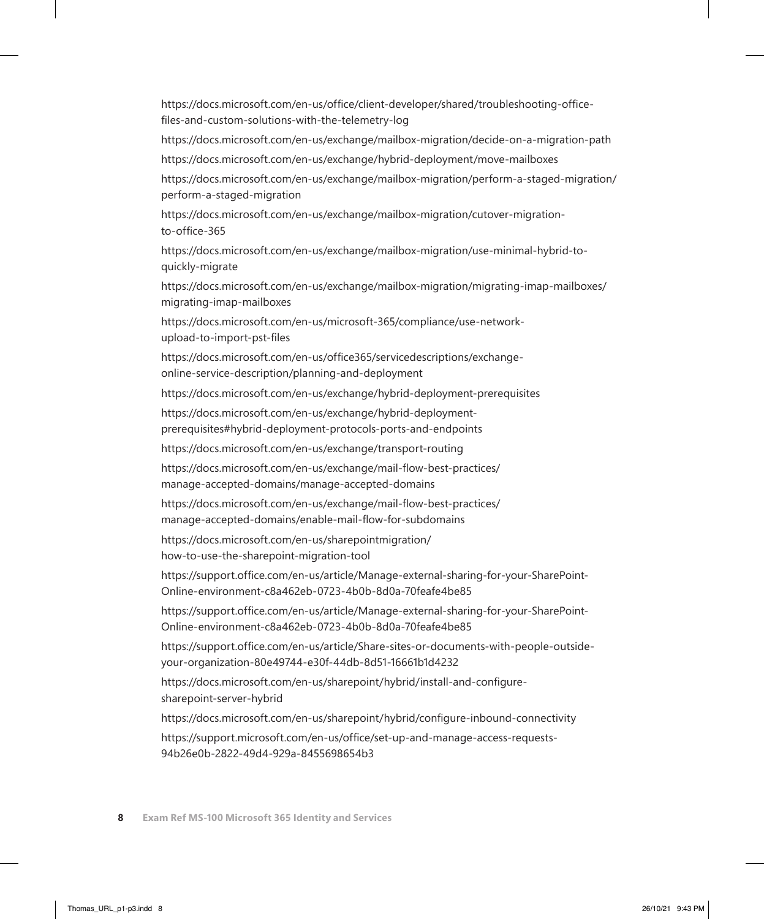https://docs.microsoft.com/en-us/office/client-developer/shared/troubleshooting-office-files-and-custom-solutions-with-the-telemetry-log

https://docs.microsoft.com/en-us/exchange/mailbox-migration/decide-on-a-migration-path

https://docs.microsoft.com/en-us/exchange/hybrid-deployment/move-mailboxes

https://docs.microsoft.com/en-us/exchange/mailbox-migration/perform-a-staged-migration/perform-a-staged-migration

https://docs.microsoft.com/en-us/exchange/mailbox-migration/cutover-migration-to-office-365

https://docs.microsoft.com/en-us/exchange/mailbox-migration/use-minimal-hybrid-to-quickly-migrate

https://docs.microsoft.com/en-us/exchange/mailbox-migration/migrating-imap-mailboxes/migrating-imap-mailboxes

https://docs.microsoft.com/en-us/microsoft-365/compliance/use-network-upload-to-import-pst-files

https://docs.microsoft.com/en-us/office365/servicedescriptions/exchange-online-service-description/planning-and-deployment

https://docs.microsoft.com/en-us/exchange/hybrid-deployment-prerequisites

https://docs.microsoft.com/en-us/exchange/hybrid-deployment-prerequisites#hybrid-deployment-protocols-ports-and-endpoints

https://docs.microsoft.com/en-us/exchange/transport-routing

https://docs.microsoft.com/en-us/exchange/mail-flow-best-practices/manage-accepted-domains/manage-accepted-domains

https://docs.microsoft.com/en-us/exchange/mail-flow-best-practices/manage-accepted-domains/enable-mail-flow-for-subdomains

https://docs.microsoft.com/en-us/sharepointmigration/how-to-use-the-sharepoint-migration-tool

https://support.office.com/en-us/article/Manage-external-sharing-for-your-SharePoint-Online-environment-c8a462eb-0723-4b0b-8d0a-70feafe4be85

https://support.office.com/en-us/article/Manage-external-sharing-for-your-SharePoint-Online-environment-c8a462eb-0723-4b0b-8d0a-70feafe4be85

https://support.office.com/en-us/article/Share-sites-or-documents-with-people-outside-your-organization-80e49744-e30f-44db-8d51-16661b1d4232

https://docs.microsoft.com/en-us/sharepoint/hybrid/install-and-configure-sharepoint-server-hybrid

https://docs.microsoft.com/en-us/sharepoint/hybrid/configure-inbound-connectivity

https://support.microsoft.com/en-us/office/set-up-and-manage-access-requests-94b26e0b-2822-49d4-929a-8455698654b3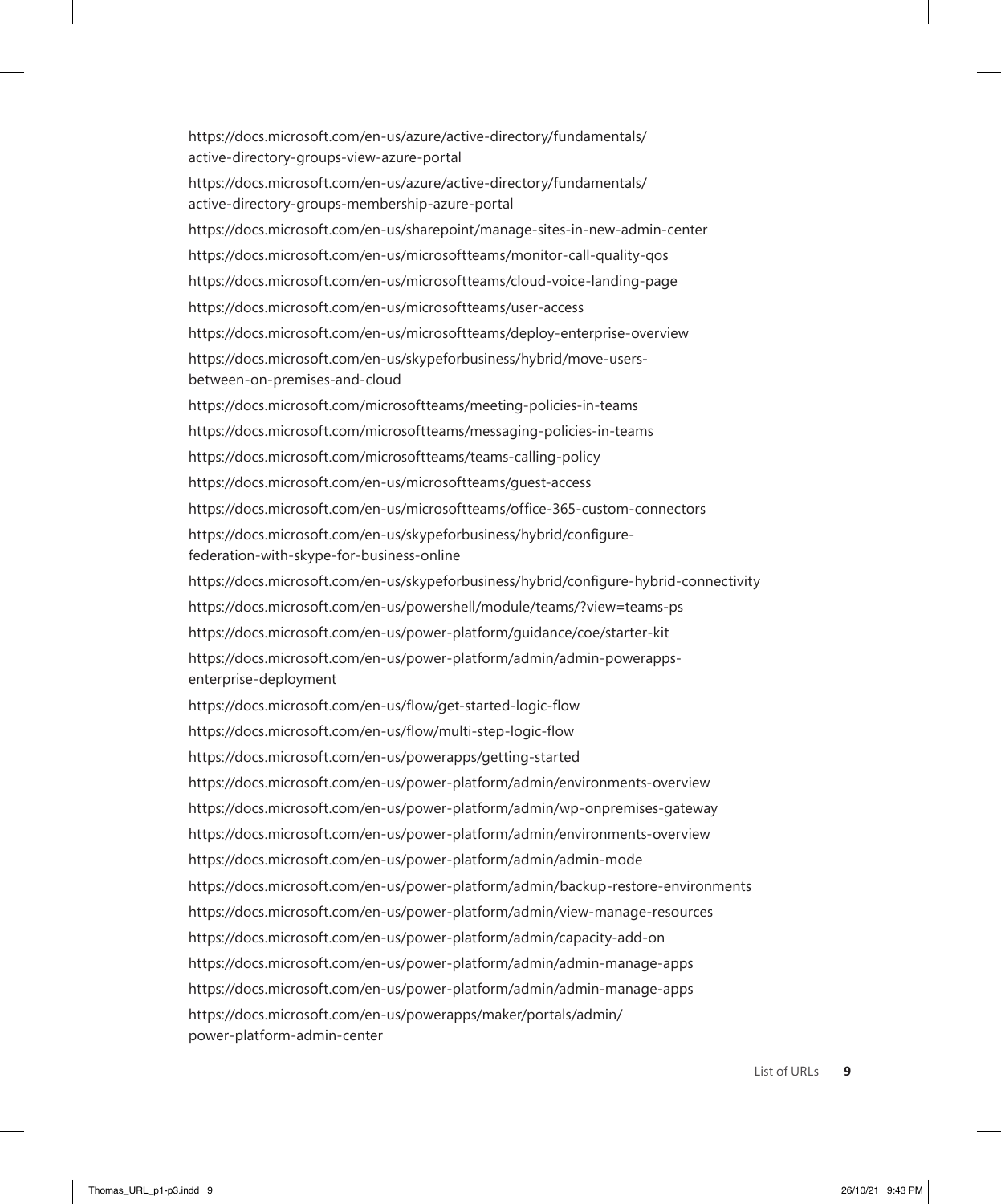https://docs.microsoft.com/en-us/azure/active-directory/fundamentals/active-directory-groups-view-azure-portal

https://docs.microsoft.com/en-us/azure/active-directory/fundamentals/active-directory-groups-membership-azure-portal

https://docs.microsoft.com/en-us/sharepoint/manage-sites-in-new-admin-center

https://docs.microsoft.com/en-us/microsoftteams/monitor-call-quality-qos

https://docs.microsoft.com/en-us/microsoftteams/cloud-voice-landing-page

https://docs.microsoft.com/en-us/microsoftteams/user-access

https://docs.microsoft.com/en-us/microsoftteams/deploy-enterprise-overview

https://docs.microsoft.com/en-us/skypeforbusiness/hybrid/move-users-between-on-premises-and-cloud

https://docs.microsoft.com/microsoftteams/meeting-policies-in-teams

https://docs.microsoft.com/microsoftteams/messaging-policies-in-teams

https://docs.microsoft.com/microsoftteams/teams-calling-policy

https://docs.microsoft.com/en-us/microsoftteams/guest-access

https://docs.microsoft.com/en-us/microsoftteams/office-365-custom-connectors

https://docs.microsoft.com/en-us/skypeforbusiness/hybrid/configure-federation-with-skype-for-business-online

https://docs.microsoft.com/en-us/skypeforbusiness/hybrid/configure-hybrid-connectivity

https://docs.microsoft.com/en-us/powershell/module/teams/?view=teams-ps

https://docs.microsoft.com/en-us/power-platform/guidance/coe/starter-kit

https://docs.microsoft.com/en-us/power-platform/admin/admin-powerapps-enterprise-deployment

https://docs.microsoft.com/en-us/flow/get-started-logic-flow

https://docs.microsoft.com/en-us/flow/multi-step-logic-flow

https://docs.microsoft.com/en-us/powerapps/getting-started

https://docs.microsoft.com/en-us/power-platform/admin/environments-overview

https://docs.microsoft.com/en-us/power-platform/admin/wp-onpremises-gateway

https://docs.microsoft.com/en-us/power-platform/admin/environments-overview

https://docs.microsoft.com/en-us/power-platform/admin/admin-mode

https://docs.microsoft.com/en-us/power-platform/admin/backup-restore-environments

https://docs.microsoft.com/en-us/power-platform/admin/view-manage-resources

https://docs.microsoft.com/en-us/power-platform/admin/capacity-add-on

https://docs.microsoft.com/en-us/power-platform/admin/admin-manage-apps

https://docs.microsoft.com/en-us/power-platform/admin/admin-manage-apps

https://docs.microsoft.com/en-us/powerapps/maker/portals/admin/power-platform-admin-center